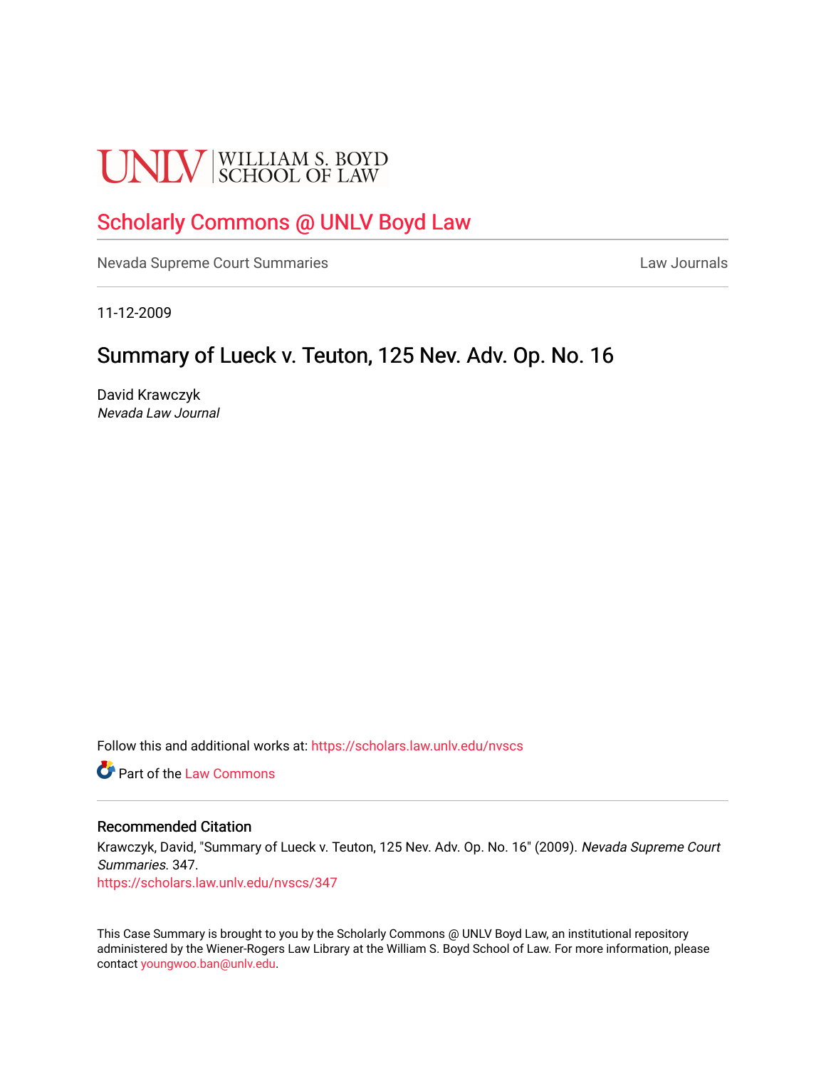UNLV | WILLIAM S. BOYD SCHOOL OF LAW

# Scholarly Commons @ UNLV Boyd Law

Nevada Supreme Court Summaries

Law Journals

11-12-2009

## Summary of Lueck v. Teuton, 125 Nev. Adv. Op. No. 16

David Krawczyk
*Nevada Law Journal*

Follow this and additional works at: https://scholars.law.unlv.edu/nvscs

Part of the Law Commons

### Recommended Citation

Krawczyk, David, "Summary of Lueck v. Teuton, 125 Nev. Adv. Op. No. 16" (2009). *Nevada Supreme Court Summaries*. 347.
https://scholars.law.unlv.edu/nvscs/347

This Case Summary is brought to you by the Scholarly Commons @ UNLV Boyd Law, an institutional repository administered by the Wiener-Rogers Law Library at the William S. Boyd School of Law. For more information, please contact youngwoo.ban@unlv.edu.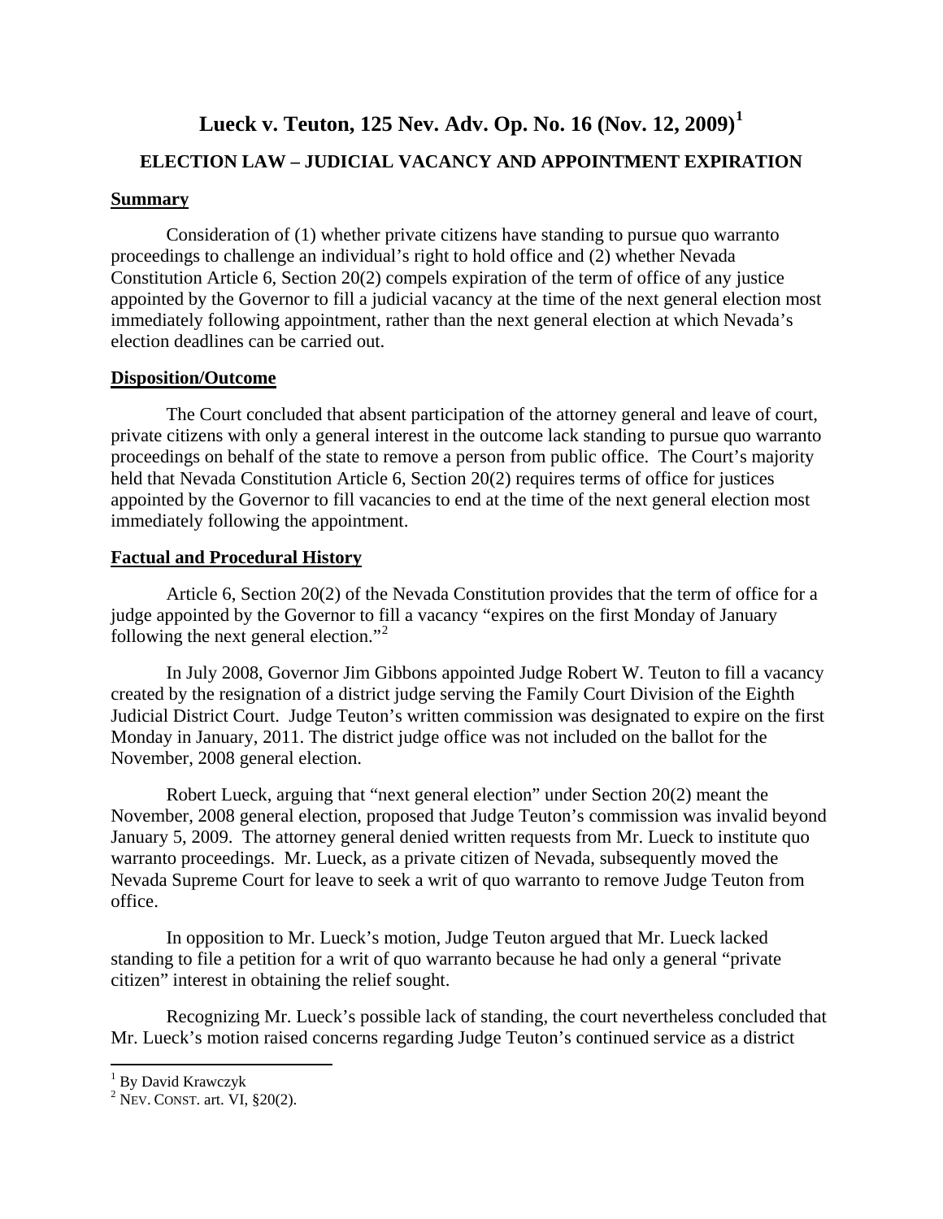# Lueck v. Teuton, 125 Nev. Adv. Op. No. 16 (Nov. 12, 2009)[1]

## ELECTION LAW – JUDICIAL VACANCY AND APPOINTMENT EXPIRATION

### Summary

Consideration of (1) whether private citizens have standing to pursue quo warranto proceedings to challenge an individual's right to hold office and (2) whether Nevada Constitution Article 6, Section 20(2) compels expiration of the term of office of any justice appointed by the Governor to fill a judicial vacancy at the time of the next general election most immediately following appointment, rather than the next general election at which Nevada's election deadlines can be carried out.

### Disposition/Outcome

The Court concluded that absent participation of the attorney general and leave of court, private citizens with only a general interest in the outcome lack standing to pursue quo warranto proceedings on behalf of the state to remove a person from public office. The Court's majority held that Nevada Constitution Article 6, Section 20(2) requires terms of office for justices appointed by the Governor to fill vacancies to end at the time of the next general election most immediately following the appointment.

### Factual and Procedural History

Article 6, Section 20(2) of the Nevada Constitution provides that the term of office for a judge appointed by the Governor to fill a vacancy "expires on the first Monday of January following the next general election."[2]

In July 2008, Governor Jim Gibbons appointed Judge Robert W. Teuton to fill a vacancy created by the resignation of a district judge serving the Family Court Division of the Eighth Judicial District Court. Judge Teuton's written commission was designated to expire on the first Monday in January, 2011. The district judge office was not included on the ballot for the November, 2008 general election.

Robert Lueck, arguing that "next general election" under Section 20(2) meant the November, 2008 general election, proposed that Judge Teuton's commission was invalid beyond January 5, 2009. The attorney general denied written requests from Mr. Lueck to institute quo warranto proceedings. Mr. Lueck, as a private citizen of Nevada, subsequently moved the Nevada Supreme Court for leave to seek a writ of quo warranto to remove Judge Teuton from office.

In opposition to Mr. Lueck's motion, Judge Teuton argued that Mr. Lueck lacked standing to file a petition for a writ of quo warranto because he had only a general "private citizen" interest in obtaining the relief sought.

Recognizing Mr. Lueck's possible lack of standing, the court nevertheless concluded that Mr. Lueck's motion raised concerns regarding Judge Teuton's continued service as a district

---

[1] By David Krawczyk

[2] NEV. CONST. art. VI, §20(2).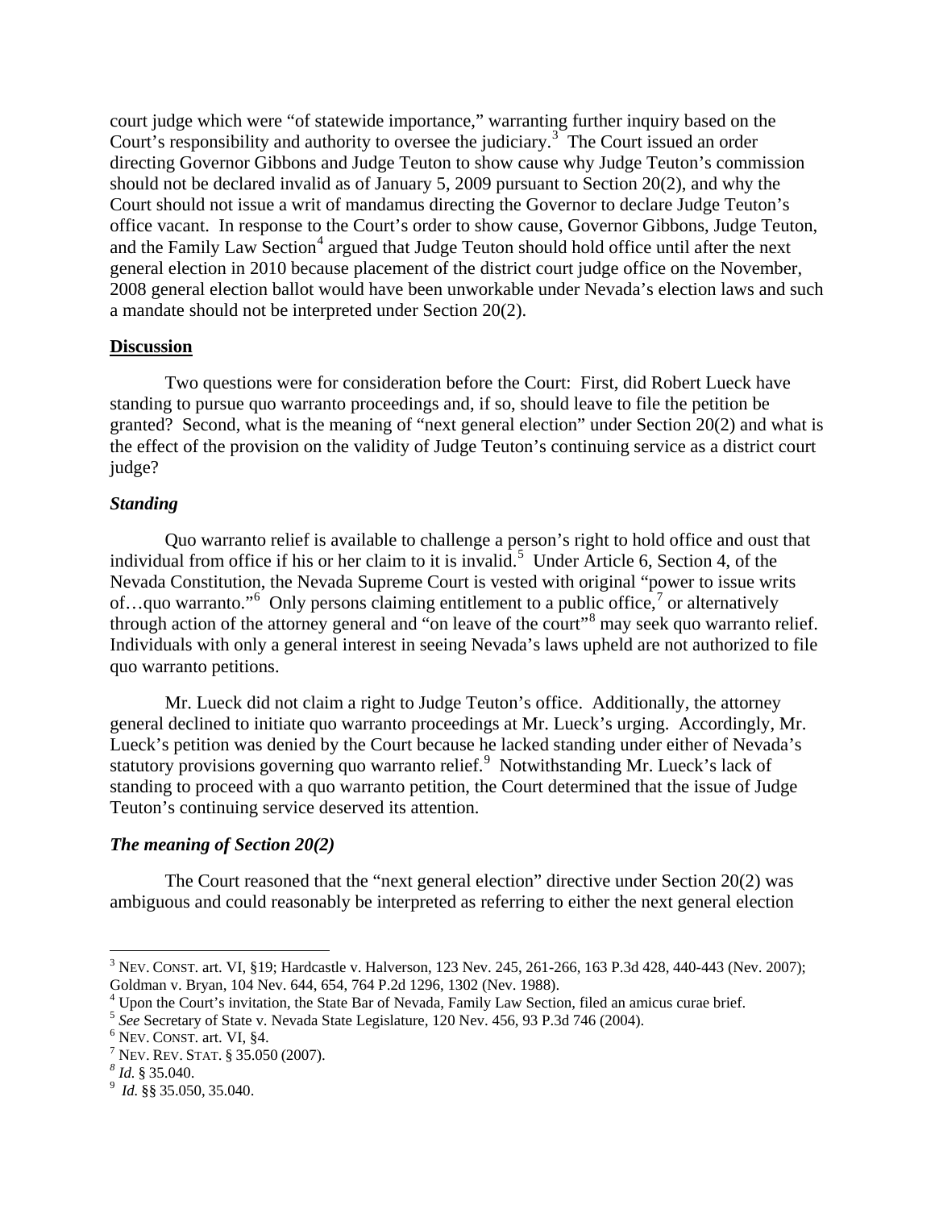court judge which were "of statewide importance," warranting further inquiry based on the Court's responsibility and authority to oversee the judiciary.[3] The Court issued an order directing Governor Gibbons and Judge Teuton to show cause why Judge Teuton's commission should not be declared invalid as of January 5, 2009 pursuant to Section 20(2), and why the Court should not issue a writ of mandamus directing the Governor to declare Judge Teuton's office vacant. In response to the Court's order to show cause, Governor Gibbons, Judge Teuton, and the Family Law Section[4] argued that Judge Teuton should hold office until after the next general election in 2010 because placement of the district court judge office on the November, 2008 general election ballot would have been unworkable under Nevada's election laws and such a mandate should not be interpreted under Section 20(2).

**Discussion**

Two questions were for consideration before the Court: First, did Robert Lueck have standing to pursue quo warranto proceedings and, if so, should leave to file the petition be granted? Second, what is the meaning of "next general election" under Section 20(2) and what is the effect of the provision on the validity of Judge Teuton's continuing service as a district court judge?

***Standing***

Quo warranto relief is available to challenge a person's right to hold office and oust that individual from office if his or her claim to it is invalid.[5] Under Article 6, Section 4, of the Nevada Constitution, the Nevada Supreme Court is vested with original "power to issue writs of…quo warranto."[6] Only persons claiming entitlement to a public office,[7] or alternatively through action of the attorney general and "on leave of the court"[8] may seek quo warranto relief. Individuals with only a general interest in seeing Nevada's laws upheld are not authorized to file quo warranto petitions.

Mr. Lueck did not claim a right to Judge Teuton's office. Additionally, the attorney general declined to initiate quo warranto proceedings at Mr. Lueck's urging. Accordingly, Mr. Lueck's petition was denied by the Court because he lacked standing under either of Nevada's statutory provisions governing quo warranto relief.[9] Notwithstanding Mr. Lueck's lack of standing to proceed with a quo warranto petition, the Court determined that the issue of Judge Teuton's continuing service deserved its attention.

***The meaning of Section 20(2)***

The Court reasoned that the "next general election" directive under Section 20(2) was ambiguous and could reasonably be interpreted as referring to either the next general election

---

[3] NEV. CONST. art. VI, §19; Hardcastle v. Halverson, 123 Nev. 245, 261-266, 163 P.3d 428, 440-443 (Nev. 2007); Goldman v. Bryan, 104 Nev. 644, 654, 764 P.2d 1296, 1302 (Nev. 1988).

[4] Upon the Court's invitation, the State Bar of Nevada, Family Law Section, filed an amicus curiae brief.

[5] *See* Secretary of State v. Nevada State Legislature, 120 Nev. 456, 93 P.3d 746 (2004).

[6] NEV. CONST. art. VI, §4.

[7] NEV. REV. STAT. § 35.050 (2007).

[8] *Id.* § 35.040.

[9] *Id.* §§ 35.050, 35.040.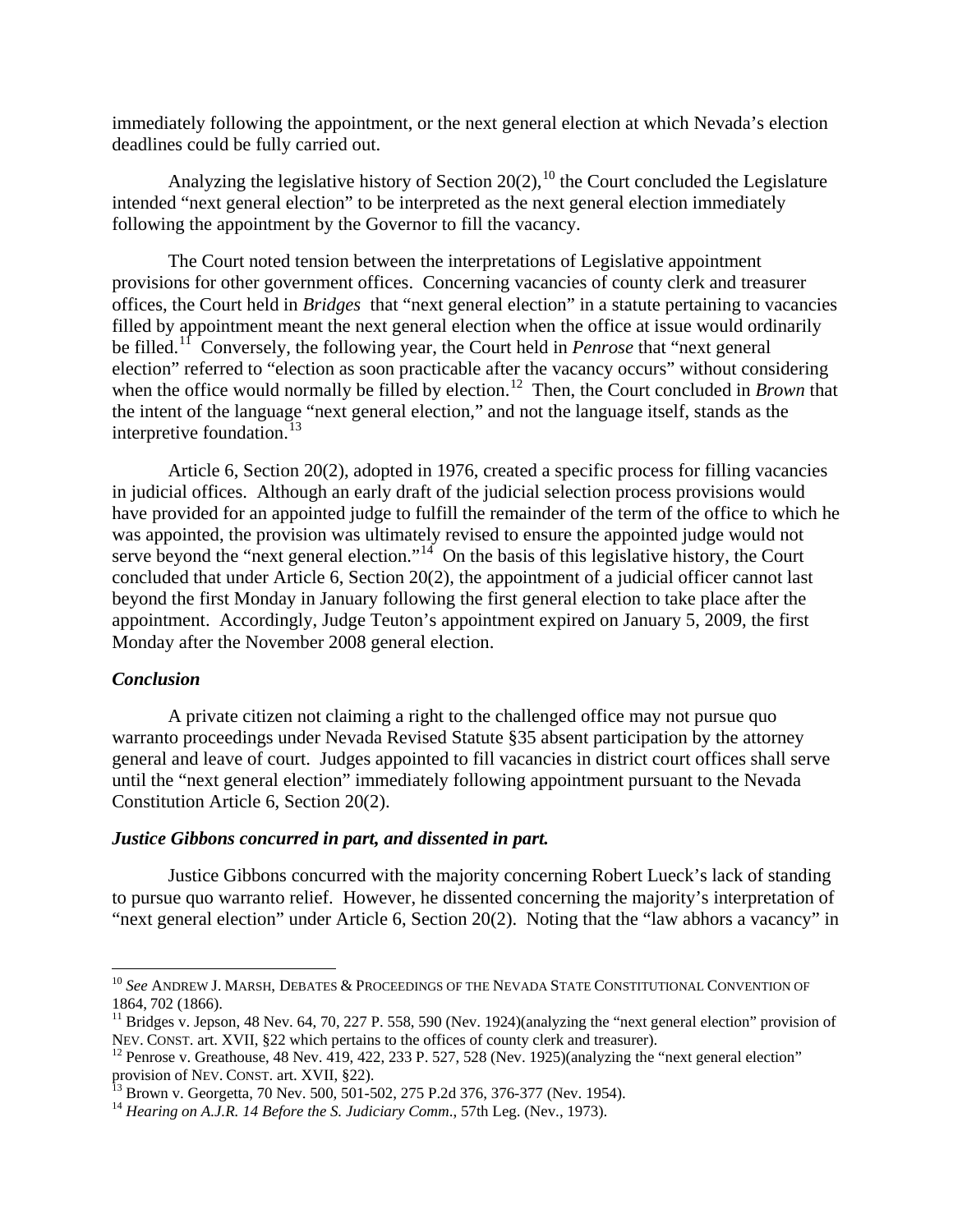immediately following the appointment, or the next general election at which Nevada's election deadlines could be fully carried out.

Analyzing the legislative history of Section 20(2),[10] the Court concluded the Legislature intended "next general election" to be interpreted as the next general election immediately following the appointment by the Governor to fill the vacancy.

The Court noted tension between the interpretations of Legislative appointment provisions for other government offices. Concerning vacancies of county clerk and treasurer offices, the Court held in *Bridges* that "next general election" in a statute pertaining to vacancies filled by appointment meant the next general election when the office at issue would ordinarily be filled.[11] Conversely, the following year, the Court held in *Penrose* that "next general election" referred to "election as soon practicable after the vacancy occurs" without considering when the office would normally be filled by election.[12] Then, the Court concluded in *Brown* that the intent of the language "next general election," and not the language itself, stands as the interpretive foundation.[13]

Article 6, Section 20(2), adopted in 1976, created a specific process for filling vacancies in judicial offices. Although an early draft of the judicial selection process provisions would have provided for an appointed judge to fulfill the remainder of the term of the office to which he was appointed, the provision was ultimately revised to ensure the appointed judge would not serve beyond the "next general election."[14] On the basis of this legislative history, the Court concluded that under Article 6, Section 20(2), the appointment of a judicial officer cannot last beyond the first Monday in January following the first general election to take place after the appointment. Accordingly, Judge Teuton's appointment expired on January 5, 2009, the first Monday after the November 2008 general election.

### *Conclusion*

A private citizen not claiming a right to the challenged office may not pursue quo warranto proceedings under Nevada Revised Statute §35 absent participation by the attorney general and leave of court. Judges appointed to fill vacancies in district court offices shall serve until the "next general election" immediately following appointment pursuant to the Nevada Constitution Article 6, Section 20(2).

### *Justice Gibbons concurred in part, and dissented in part.*

Justice Gibbons concurred with the majority concerning Robert Lueck's lack of standing to pursue quo warranto relief. However, he dissented concerning the majority's interpretation of "next general election" under Article 6, Section 20(2). Noting that the "law abhors a vacancy" in

---

[10] *See* ANDREW J. MARSH, DEBATES & PROCEEDINGS OF THE NEVADA STATE CONSTITUTIONAL CONVENTION OF 1864, 702 (1866).

[11] Bridges v. Jepson, 48 Nev. 64, 70, 227 P. 558, 590 (Nev. 1924)(analyzing the "next general election" provision of NEV. CONST. art. XVII, §22 which pertains to the offices of county clerk and treasurer).

[12] Penrose v. Greathouse, 48 Nev. 419, 422, 233 P. 527, 528 (Nev. 1925)(analyzing the "next general election" provision of NEV. CONST. art. XVII, §22).

[13] Brown v. Georgetta, 70 Nev. 500, 501-502, 275 P.2d 376, 376-377 (Nev. 1954).

[14] *Hearing on A.J.R. 14 Before the S. Judiciary Comm*., 57th Leg. (Nev., 1973).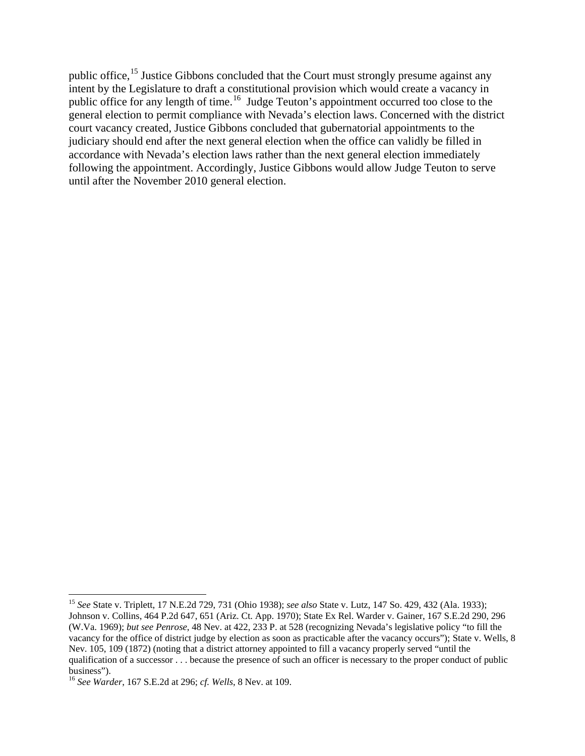public office,[15] Justice Gibbons concluded that the Court must strongly presume against any intent by the Legislature to draft a constitutional provision which would create a vacancy in public office for any length of time.[16] Judge Teuton's appointment occurred too close to the general election to permit compliance with Nevada's election laws. Concerned with the district court vacancy created, Justice Gibbons concluded that gubernatorial appointments to the judiciary should end after the next general election when the office can validly be filled in accordance with Nevada's election laws rather than the next general election immediately following the appointment. Accordingly, Justice Gibbons would allow Judge Teuton to serve until after the November 2010 general election.

---

[15] *See* State v. Triplett, 17 N.E.2d 729, 731 (Ohio 1938); *see also* State v. Lutz, 147 So. 429, 432 (Ala. 1933); Johnson v. Collins, 464 P.2d 647, 651 (Ariz. Ct. App. 1970); State Ex Rel. Warder v. Gainer, 167 S.E.2d 290, 296 (W.Va. 1969); *but see Penrose*, 48 Nev. at 422, 233 P. at 528 (recognizing Nevada's legislative policy "to fill the vacancy for the office of district judge by election as soon as practicable after the vacancy occurs"); State v. Wells, 8 Nev. 105, 109 (1872) (noting that a district attorney appointed to fill a vacancy properly served "until the qualification of a successor . . . because the presence of such an officer is necessary to the proper conduct of public business").

[16] *See Warder*, 167 S.E.2d at 296; *cf. Wells*, 8 Nev. at 109.